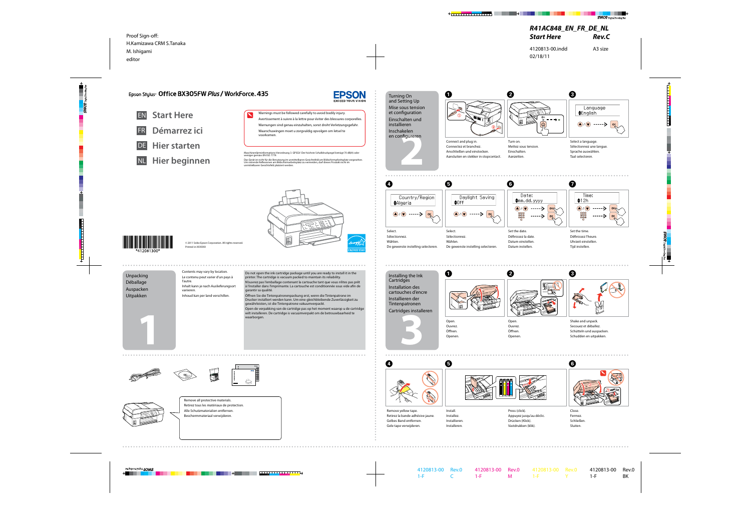Proof Sign-off:
H.Kamizawa CRM S.Tanaka
M. Ishigami
editor

R41AC848_EN_FR_DE_NL
Start Here Rev.C

4120813-00.indd A3 size
02/18/11

Epson Stylus® Office BX305FW *Plus* / WorkForce® 435

# EN Start Here
# FR Démarrez ici
# DE Hier starten
# NL Hier beginnen

Warnings must be followed carefully to avoid bodily injury.
Avertissement à suivre à la lettre pour éviter des blessures corporelles.
Warnungen sind genau einzuhalten, sonst droht Verletzungsgefahr.
Waarschuwingen moet u zorgvuldig opvolgen om letsel te voorkomen.

Maschinenlärminformations-Verordnung 3. GPSGV: Der höchste Schalldruckpegel beträgt 70 dB(A) oder weniger gemäss EN ISO 7779.

Das Gerät ist nicht für die Benutzung im unmittelbaren Gesichtsfeld am Bildschirmarbeitsplatz vorgesehen. Um störende Reflexionen am Bildschirmarbeitsplatz zu vermeiden, darf dieses Produkt nicht im unmittelbaren Gesichtsfeld platziert werden.

*412081300*

© 2011 Seiko Epson Corporation. All rights reserved.
Printed in XXXXXX

## 1 Unpacking / Déballage / Auspacken / Uitpakken

Contents may vary by location.
Le contenu peut varier d'un pays à l'autre.
Inhalt kann je nach Auslieferungsort variieren.
Inhoud kan per land verschillen.

Do not open the ink cartridge package until you are ready to install it in the printer. The cartridge is vacuum packed to maintain its reliability.
N'ouvrez pas l'emballage contenant la cartouche tant que vous n'êtes pas prêt à l'installer dans l'imprimante. La cartouche est conditionnée sous vide afin de garantir sa qualité.
Öffnen Sie die Tintenpatronenpackung erst, wenn die Tintenpatrone im Drucker installiert werden kann. Um eine gleichbleibende Zuverlässigkeit zu gewährleisten, ist die Tintenpatrone vakuumverpackt.
Open de verpakking van de cartridge pas op het moment waarop u de cartridge wilt installeren. De cartridge is vacuümverpakt om de betrouwbaarheid te waarborgen.

Remove all protective materials.
Retirez tous les matériaux de protection.
Alle Schutzmaterialien entfernen.
Beschermmateriaal verwijderen.

## 2 Turning On and Setting Up / Mise sous tension et configuration / Einschalten und installieren / Inschakelen en configureren

**1**
Connect and plug in.
Connectez et branchez.
Anschließen und einstecken.
Aansluiten en stekker in stopcontact.

**2**
Turn on.
Mettez sous tension.
Einschalten.
Aanzetten.

**3**
Language
English

Select a language.
Sélectionnez une langue.
Sprache auswählen.
Taal selecteren.

**4**
Country/Region
Algeria

Select.
Sélectionnez.
Wählen.
De gewenste instelling selecteren.

**5**
Daylight Saving
Off

Select.
Sélectionnez.
Wählen.
De gewenste instelling selecteren.

**6**
Date:
mm.dd.yyyy

Set the date.
Définissez la date.
Datum einstellen.
Datum instellen.

**7**
Time:
12h

Set the time.
Définissez l'heure.
Uhrzeit einstellen.
Tijd instellen.

## 3 Installing the Ink Cartridges / Installation des cartouches d'encre / Installieren der Tintenpatronen / Cartridges installeren

**1**
Open.
Ouvrez.
Öffnen.
Openen.

**2**
Open.
Ouvrez.
Öffnen.
Openen.

**3**
Shake and unpack.
Secouez et déballez.
Schütteln und auspacken.
Schudden en uitpakken.

**4**
Remove yellow tape.
Retirez la bande adhésive jaune.
Gelbes Band entfernen.
Gele tape verwijderen.

**5**
Install.
Installez.
Installieren.
Installeren.

Press (click).
Appuyez jusqu'au déclic.
Drücken (Klick).
Vastdrukken (klik).

**6**
Close.
Fermez.
Schließen.
Sluiten.

4120813-00 1-F Rev.0 C | 4120813-00 1-F Rev.0 M | 4120813-00 1-F Rev.0 Y | 4120813-00 1-F Rev.0 BK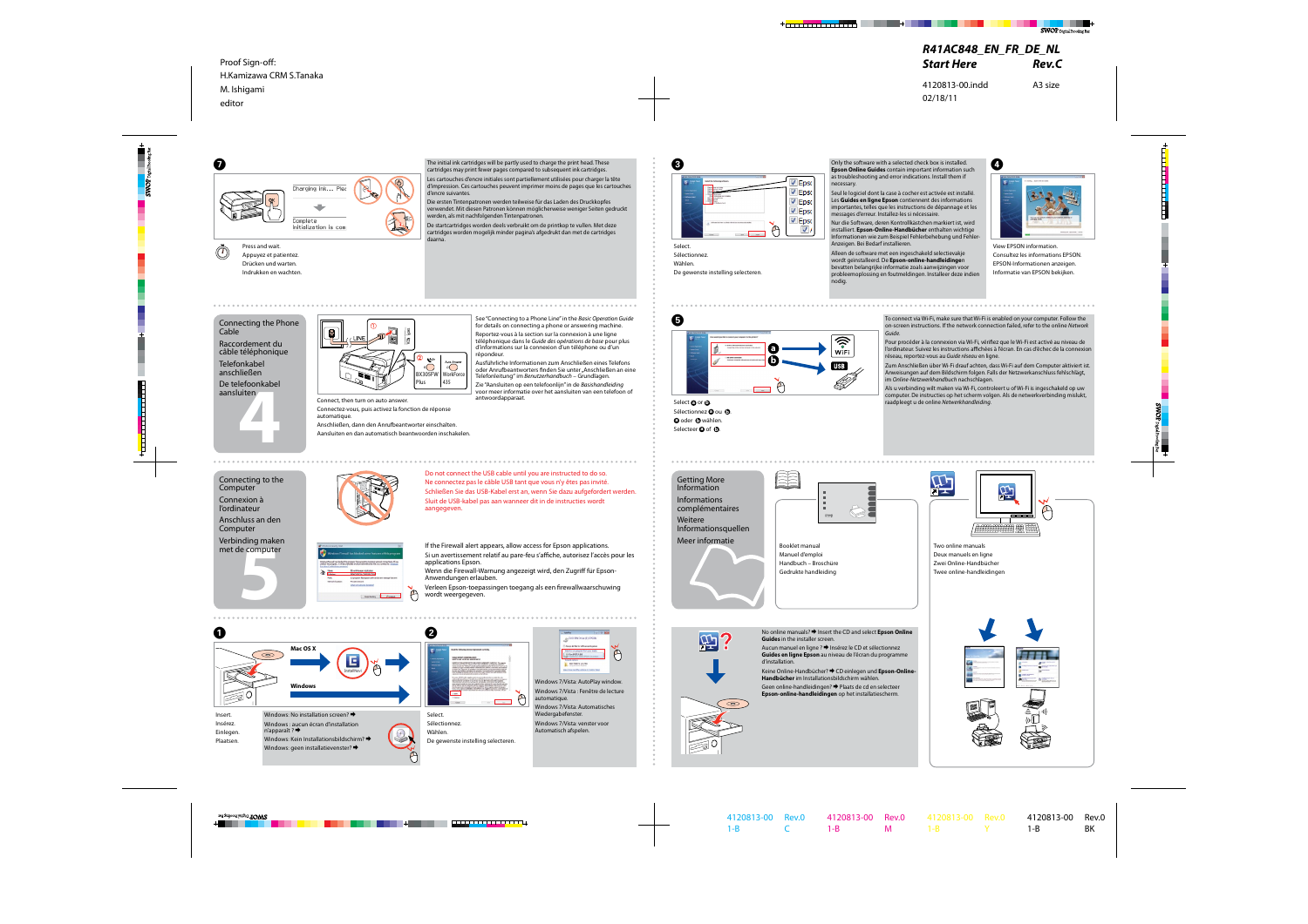Proof Sign-off:
H.Kamizawa CRM S.Tanaka
M. Ishigami
editor

R41AC848_EN_FR_DE_NL
Start Here Rev.C

4120813-00.indd A3 size
02/18/11

**7**

Charging ink... Plea

Complete
initialization is com

Press and wait.
Appuyez et patientez.
Drücken und warten.
Indrukken en wachten.

The initial ink cartridges will be partly used to charge the print head. These cartridges may print fewer pages compared to subsequent ink cartridges.

Les cartouches d'encre initiales sont partiellement utilisées pour charger la tête d'impression. Ces cartouches peuvent imprimer moins de pages que les cartouches d'encre suivantes.

Die ersten Tintenpatronen werden teilweise für das Laden des Druckkopfes verwendet. Mit diesen Patronen können möglicherweise weniger Seiten gedruckt werden, als mit nachfolgenden Tintenpatronen.

De startcartridges worden deels verbruikt om de printkop te vullen. Met deze cartridges worden mogelijk minder pagina's afgedrukt dan met de cartridges daarna.

## Connecting the Phone Cable
## Raccordement du câble téléphonique
## Telefonkabel anschließen
## De telefoonkabel aansluiten

4

LINE

BX305FW Plus

WorkForce 435

Connect, then turn on auto answer.
Connectez-vous, puis activez la fonction de réponse automatique.
Anschließen, dann den Anrufbeantworter einschalten.
Aansluiten en dan automatisch beantwoorden inschakelen.

See "Connecting to a Phone Line" in the *Basic Operation Guide* for details on connecting a phone or answering machine.

Reportez-vous à la section sur la connexion à une ligne téléphonique dans le *Guide des opérations de base* pour plus d'informations sur la connexion d'un téléphone ou d'un répondeur.

Ausführliche Informationen zum Anschließen eines Telefons oder Anrufbeantworters finden Sie unter „Anschließen an eine Telefonleitung" im *Benutzerhandbuch* – Grundlagen.

Zie "Aansluiten op een telefoonlijn" in de *Basishandleiding* voor meer informatie over het aansluiten van een telefoon of antwoordapparaat.

## Connecting to the Computer
## Connexion à l'ordinateur
## Anschluss an den Computer
## Verbinding maken met de computer

5

Do not connect the USB cable until you are instructed to do so.
Ne connectez pas le câble USB tant que vous n'y êtes pas invité.
Schließen Sie das USB-Kabel erst an, wenn Sie dazu aufgefordert werden.
Sluit de USB-kabel pas aan wanneer dit in de instructies wordt aangegeven.

If the Firewall alert appears, allow access for Epson applications.
Si un avertissement relatif au pare-feu s'affiche, autorisez l'accès pour les applications Epson.
Wenn die Firewall-Warnung angezeigt wird, den Zugriff für Epson-Anwendungen erlauben.
Verleen Epson-toepassingen toegang als een firewallwaarschuwing wordt weergegeven.

**1**

Mac OS X

Windows

Insert.
Insérez.
Einlegen.
Plaatsen.

Windows: No installation screen? ➡
Windows : aucun écran d'installation n'apparaît ? ➡
Windows: Kein Installationsbildschirm? ➡
Windows: geen installatievenster? ➡

**2**

Select.
Sélectionnez.
Wählen.
De gewenste instelling selecteren.

Windows 7/Vista: AutoPlay window.
Windows 7/Vista : Fenêtre de lecture automatique.
Windows 7/Vista: Automatisches Wiedergabefenster.
Windows 7/Vista: venster voor Automatisch afspelen.

**3**

Select.
Sélectionnez.
Wählen.
De gewenste instelling selecteren.

Only the software with a selected check box is installed. **Epson Online Guides** contain important information such as troubleshooting and error indications. Install them if necessary.

Seul le logiciel dont la case à cocher est activée est installé. Les **Guides en ligne Epson** contiennent des informations importantes, telles que les instructions de dépannage et les messages d'erreur. Installez-les si nécessaire.

Nur die Software, deren Kontrollkästchen markiert ist, wird installiert. **Epson-Online-Handbücher** enthalten wichtige Informationen wie zum Beispiel Fehlerbehebung und Fehler-Anzeigen. Bei Bedarf installieren.

Alleen de software met een ingeschakeld selectievakje wordt geïnstalleerd. De **Epson-online-handleidingen** bevatten belangrijke informatie zoals aanwijzingen voor probleemoplossing en foutmeldingen. Installeer deze indien nodig.

**4**

View EPSON information.
Consultez les informations EPSON.
EPSON-Informationen anzeigen.
Informatie van EPSON bekijken.

**5**

Select **a** or **b**.
Sélectionnez **a** ou **b**.
**a** oder **b** wählen.
Selecteer **a** of **b**.

To connect via Wi-Fi, make sure that Wi-Fi is enabled on your computer. Follow the on-screen instructions. If the network connection failed, refer to the online *Network Guide*.

Pour procéder à la connexion via Wi-Fi, vérifiez que le Wi-Fi est activé au niveau de l'ordinateur. Suivez les instructions affichées à l'écran. En cas d'échec de la connexion réseau, reportez-vous au *Guide réseau* en ligne.

Zum Anschließen über Wi-Fi darauf achten, dass Wi-Fi auf dem Computer aktiviert ist. Anweisungen auf dem Bildschirm folgen. Falls der Netzwerkanschluss fehlschlägt, im *Online-Netzwerkhandbuch* nachschlagen.

Als u verbinding wilt maken via Wi-Fi, controleert u of Wi-Fi is ingeschakeld op uw computer. De instructies op het scherm volgen. Als de netwerkverbinding mislukt, raadpleegt u de online *Netwerkhandleiding*.

## Getting More Information
## Informations complémentaires
## Weitere Informationsquellen
## Meer informatie

Booklet manual
Manuel d'emploi
Handbuch – Broschüre
Gedrukte handleiding

Two online manuals
Deux manuels en ligne
Zwei Online-Handbücher
Twee online-handleidingen

No online manuals? ➡ Insert the CD and select **Epson Online Guides** in the installer screen.

Aucun manuel en ligne ? ➡ Insérez le CD et sélectionnez **Guides en ligne Epson** au niveau de l'écran du programme d'installation.

Keine Online-Handbücher? ➡ CD einlegen und **Epson-Online-Handbücher** im Installationsbildschirm wählen.

Geen online-handleidingen? ➡ Plaats de cd en selecteer **Epson-online-handleidingen** op het installatiescherm.

4120813-00 Rev.0 1-B C
4120813-00 Rev.0 1-B M
4120813-00 Rev.0 1-B Y
4120813-00 Rev.0 1-B BK